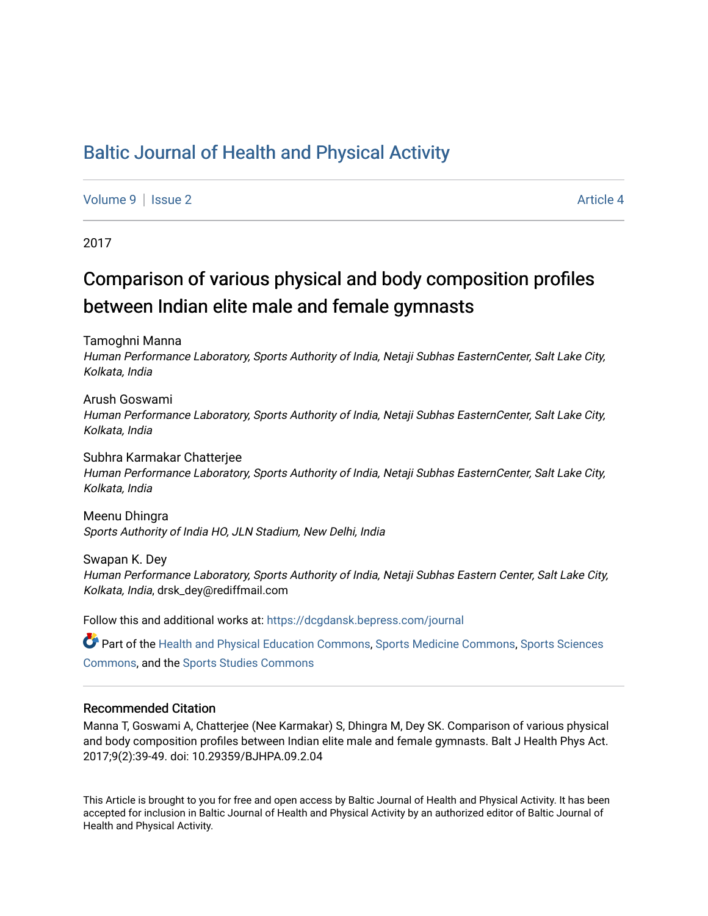# Baltic Journal of Health and Physical Activity

Volume 9 | Issue 2 Article 4

2017

## Comparison of various physical and body composition profiles between Indian elite male and female gymnasts

Tamoghni Manna
*Human Performance Laboratory, Sports Authority of India, Netaji Subhas EasternCenter, Salt Lake City, Kolkata, India*

Arush Goswami
*Human Performance Laboratory, Sports Authority of India, Netaji Subhas EasternCenter, Salt Lake City, Kolkata, India*

Subhra Karmakar Chatterjee
*Human Performance Laboratory, Sports Authority of India, Netaji Subhas EasternCenter, Salt Lake City, Kolkata, India*

Meenu Dhingra
*Sports Authority of India HO, JLN Stadium, New Delhi, India*

Swapan K. Dey
*Human Performance Laboratory, Sports Authority of India, Netaji Subhas Eastern Center, Salt Lake City, Kolkata, India*, drsk_dey@rediffmail.com

Follow this and additional works at: https://dcgdansk.bepress.com/journal

Part of the Health and Physical Education Commons, Sports Medicine Commons, Sports Sciences Commons, and the Sports Studies Commons

### Recommended Citation

Manna T, Goswami A, Chatterjee (Nee Karmakar) S, Dhingra M, Dey SK. Comparison of various physical and body composition profiles between Indian elite male and female gymnasts. Balt J Health Phys Act. 2017;9(2):39-49. doi: 10.29359/BJHPA.09.2.04

This Article is brought to you for free and open access by Baltic Journal of Health and Physical Activity. It has been accepted for inclusion in Baltic Journal of Health and Physical Activity by an authorized editor of Baltic Journal of Health and Physical Activity.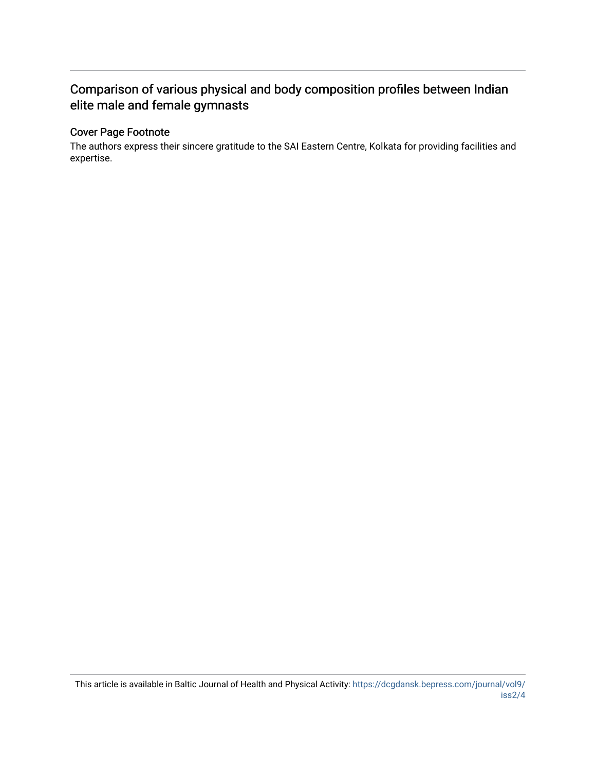## Comparison of various physical and body composition profiles between Indian elite male and female gymnasts

### Cover Page Footnote

The authors express their sincere gratitude to the SAI Eastern Centre, Kolkata for providing facilities and expertise.

This article is available in Baltic Journal of Health and Physical Activity: https://dcgdansk.bepress.com/journal/vol9/iss2/4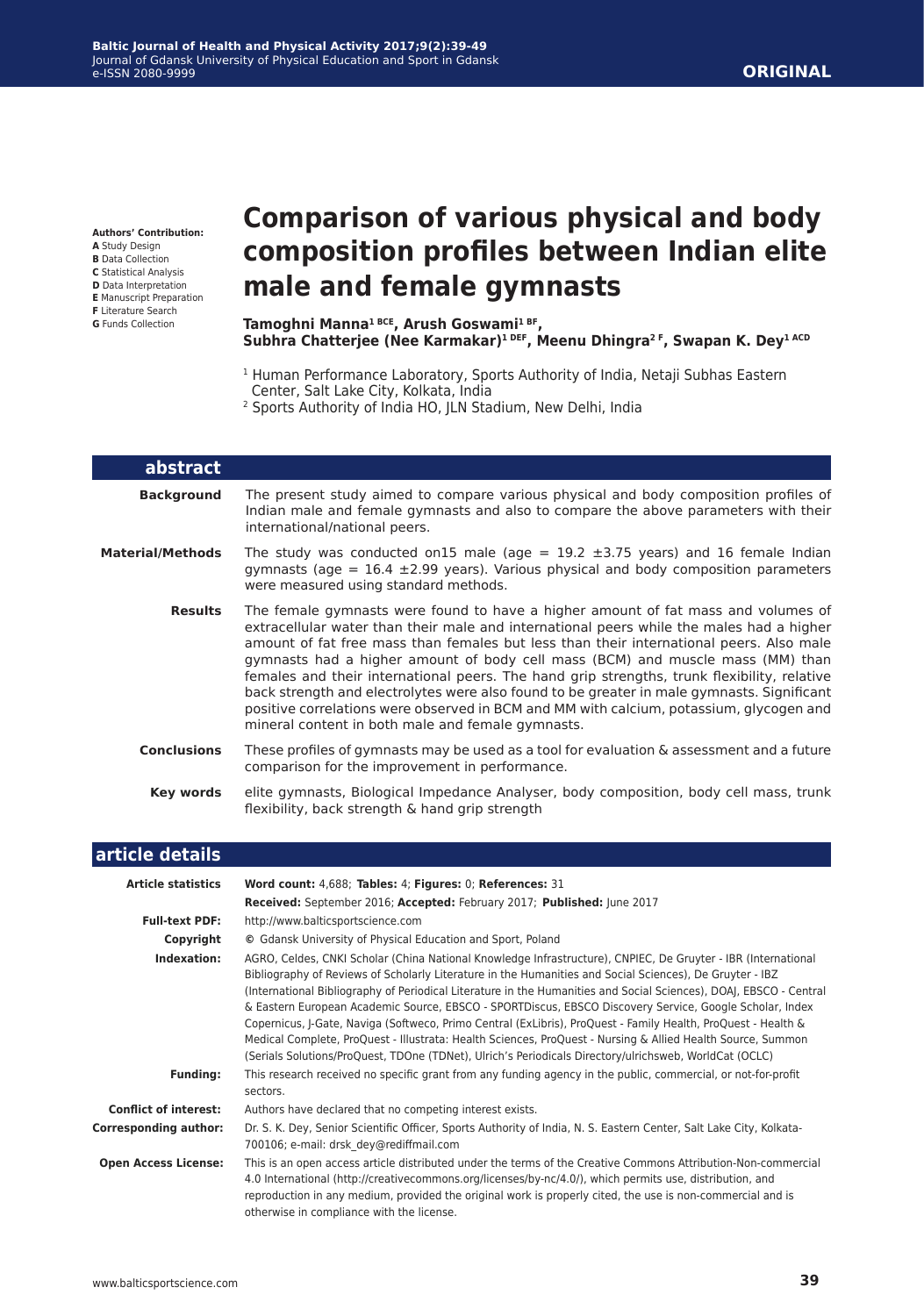**Authors' Contribution:**
**A** Study Design
**B** Data Collection
**C** Statistical Analysis
**D** Data Interpretation
**E** Manuscript Preparation
**F** Literature Search
**G** Funds Collection

ORIGINAL

# Comparison of various physical and body composition profiles between Indian elite male and female gymnasts

**Tamoghni Manna[1 BCE], Arush Goswami[1 BF], Subhra Chatterjee (Nee Karmakar)[1 DEF], Meenu Dhingra[2 F], Swapan K. Dey[1 ACD]**

[1] Human Performance Laboratory, Sports Authority of India, Netaji Subhas Eastern Center, Salt Lake City, Kolkata, India
[2] Sports Authority of India HO, JLN Stadium, New Delhi, India

## abstract

**Background** The present study aimed to compare various physical and body composition profiles of Indian male and female gymnasts and also to compare the above parameters with their international/national peers.

**Material/Methods** The study was conducted on15 male (age = 19.2 ±3.75 years) and 16 female Indian gymnasts (age = 16.4 ±2.99 years). Various physical and body composition parameters were measured using standard methods.

**Results** The female gymnasts were found to have a higher amount of fat mass and volumes of extracellular water than their male and international peers while the males had a higher amount of fat free mass than females but less than their international peers. Also male gymnasts had a higher amount of body cell mass (BCM) and muscle mass (MM) than females and their international peers. The hand grip strengths, trunk flexibility, relative back strength and electrolytes were also found to be greater in male gymnasts. Significant positive correlations were observed in BCM and MM with calcium, potassium, glycogen and mineral content in both male and female gymnasts.

**Conclusions** These profiles of gymnasts may be used as a tool for evaluation & assessment and a future comparison for the improvement in performance.

**Key words** elite gymnasts, Biological Impedance Analyser, body composition, body cell mass, trunk flexibility, back strength & hand grip strength

## article details

**Article statistics** **Word count:** 4,688; **Tables:** 4; **Figures:** 0; **References:** 31
**Received:** September 2016; **Accepted:** February 2017; **Published:** June 2017

**Full-text PDF:** http://www.balticsportscience.com

**Copyright** © Gdansk University of Physical Education and Sport, Poland

**Indexation:** AGRO, Celdes, CNKI Scholar (China National Knowledge Infrastructure), CNPIEC, De Gruyter - IBR (International Bibliography of Reviews of Scholarly Literature in the Humanities and Social Sciences), De Gruyter - IBZ (International Bibliography of Periodical Literature in the Humanities and Social Sciences), DOAJ, EBSCO - Central & Eastern European Academic Source, EBSCO - SPORTDiscus, EBSCO Discovery Service, Google Scholar, Index Copernicus, J-Gate, Naviga (Softweco, Primo Central (ExLibris), ProQuest - Family Health, ProQuest - Health & Medical Complete, ProQuest - Illustrata: Health Sciences, ProQuest - Nursing & Allied Health Source, Summon (Serials Solutions/ProQuest, TDOne (TDNet), Ulrich's Periodicals Directory/ulrichsweb, WorldCat (OCLC)

**Funding:** This research received no specific grant from any funding agency in the public, commercial, or not-for-profit sectors.

**Conflict of interest:** Authors have declared that no competing interest exists.

**Corresponding author:** Dr. S. K. Dey, Senior Scientific Officer, Sports Authority of India, N. S. Eastern Center, Salt Lake City, Kolkata-700106; e-mail: drsk_dey@rediffmail.com

**Open Access License:** This is an open access article distributed under the terms of the Creative Commons Attribution-Non-commercial 4.0 International (http://creativecommons.org/licenses/by-nc/4.0/), which permits use, distribution, and reproduction in any medium, provided the original work is properly cited, the use is non-commercial and is otherwise in compliance with the license.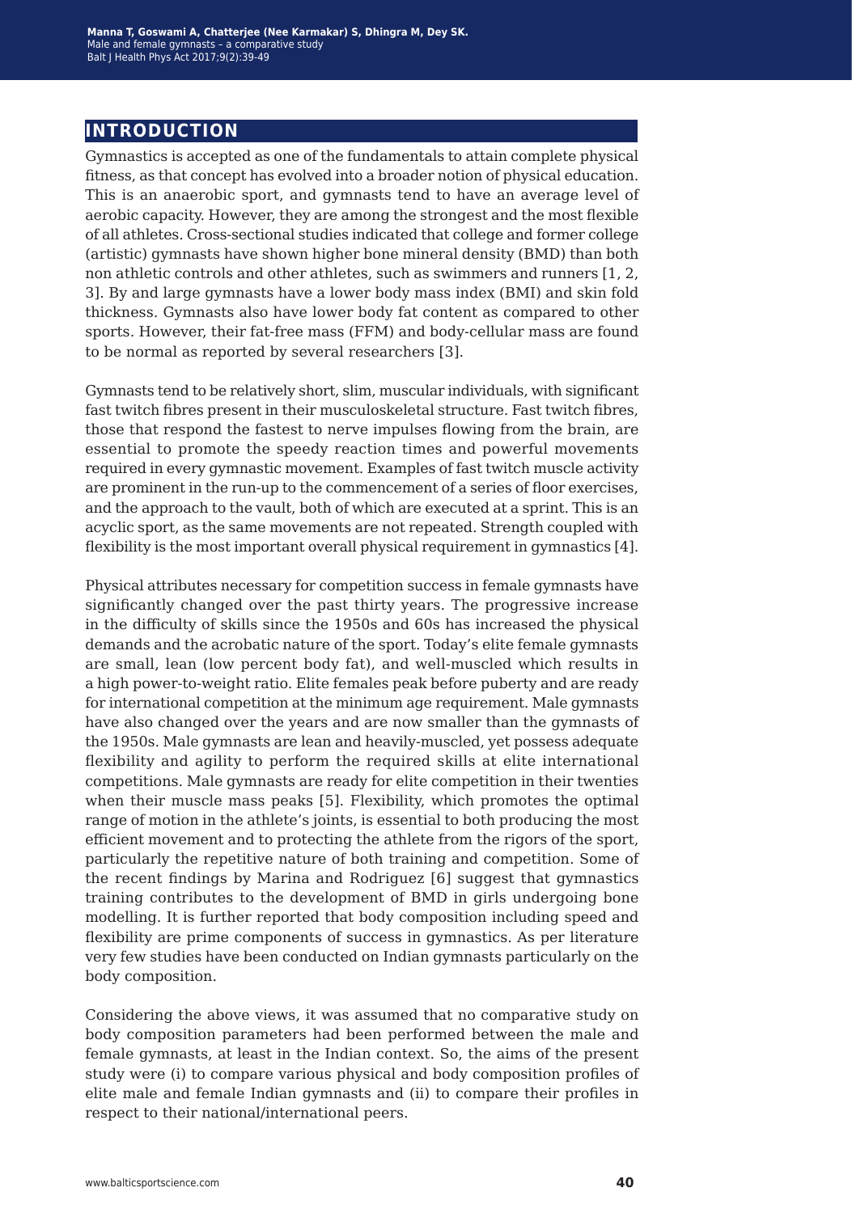## INTRODUCTION

Gymnastics is accepted as one of the fundamentals to attain complete physical fitness, as that concept has evolved into a broader notion of physical education. This is an anaerobic sport, and gymnasts tend to have an average level of aerobic capacity. However, they are among the strongest and the most flexible of all athletes. Cross-sectional studies indicated that college and former college (artistic) gymnasts have shown higher bone mineral density (BMD) than both non athletic controls and other athletes, such as swimmers and runners [1, 2, 3]. By and large gymnasts have a lower body mass index (BMI) and skin fold thickness. Gymnasts also have lower body fat content as compared to other sports. However, their fat-free mass (FFM) and body-cellular mass are found to be normal as reported by several researchers [3].

Gymnasts tend to be relatively short, slim, muscular individuals, with significant fast twitch fibres present in their musculoskeletal structure. Fast twitch fibres, those that respond the fastest to nerve impulses flowing from the brain, are essential to promote the speedy reaction times and powerful movements required in every gymnastic movement. Examples of fast twitch muscle activity are prominent in the run-up to the commencement of a series of floor exercises, and the approach to the vault, both of which are executed at a sprint. This is an acyclic sport, as the same movements are not repeated. Strength coupled with flexibility is the most important overall physical requirement in gymnastics [4].

Physical attributes necessary for competition success in female gymnasts have significantly changed over the past thirty years. The progressive increase in the difficulty of skills since the 1950s and 60s has increased the physical demands and the acrobatic nature of the sport. Today's elite female gymnasts are small, lean (low percent body fat), and well-muscled which results in a high power-to-weight ratio. Elite females peak before puberty and are ready for international competition at the minimum age requirement. Male gymnasts have also changed over the years and are now smaller than the gymnasts of the 1950s. Male gymnasts are lean and heavily-muscled, yet possess adequate flexibility and agility to perform the required skills at elite international competitions. Male gymnasts are ready for elite competition in their twenties when their muscle mass peaks [5]. Flexibility, which promotes the optimal range of motion in the athlete's joints, is essential to both producing the most efficient movement and to protecting the athlete from the rigors of the sport, particularly the repetitive nature of both training and competition. Some of the recent findings by Marina and Rodriguez [6] suggest that gymnastics training contributes to the development of BMD in girls undergoing bone modelling. It is further reported that body composition including speed and flexibility are prime components of success in gymnastics. As per literature very few studies have been conducted on Indian gymnasts particularly on the body composition.

Considering the above views, it was assumed that no comparative study on body composition parameters had been performed between the male and female gymnasts, at least in the Indian context. So, the aims of the present study were (i) to compare various physical and body composition profiles of elite male and female Indian gymnasts and (ii) to compare their profiles in respect to their national/international peers.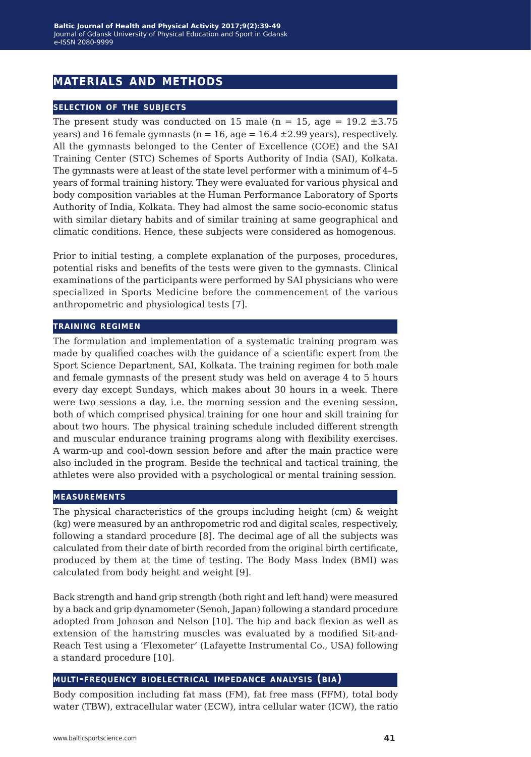## MATERIALS AND METHODS

### SELECTION OF THE SUBJECTS

The present study was conducted on 15 male (n = 15, age = 19.2 ±3.75 years) and 16 female gymnasts (n = 16, age = 16.4 ±2.99 years), respectively. All the gymnasts belonged to the Center of Excellence (COE) and the SAI Training Center (STC) Schemes of Sports Authority of India (SAI), Kolkata. The gymnasts were at least of the state level performer with a minimum of 4–5 years of formal training history. They were evaluated for various physical and body composition variables at the Human Performance Laboratory of Sports Authority of India, Kolkata. They had almost the same socio-economic status with similar dietary habits and of similar training at same geographical and climatic conditions. Hence, these subjects were considered as homogenous.

Prior to initial testing, a complete explanation of the purposes, procedures, potential risks and benefits of the tests were given to the gymnasts. Clinical examinations of the participants were performed by SAI physicians who were specialized in Sports Medicine before the commencement of the various anthropometric and physiological tests [7].

### TRAINING REGIMEN

The formulation and implementation of a systematic training program was made by qualified coaches with the guidance of a scientific expert from the Sport Science Department, SAI, Kolkata. The training regimen for both male and female gymnasts of the present study was held on average 4 to 5 hours every day except Sundays, which makes about 30 hours in a week. There were two sessions a day, i.e. the morning session and the evening session, both of which comprised physical training for one hour and skill training for about two hours. The physical training schedule included different strength and muscular endurance training programs along with flexibility exercises. A warm-up and cool-down session before and after the main practice were also included in the program. Beside the technical and tactical training, the athletes were also provided with a psychological or mental training session.

### MEASUREMENTS

The physical characteristics of the groups including height (cm) & weight (kg) were measured by an anthropometric rod and digital scales, respectively, following a standard procedure [8]. The decimal age of all the subjects was calculated from their date of birth recorded from the original birth certificate, produced by them at the time of testing. The Body Mass Index (BMI) was calculated from body height and weight [9].

Back strength and hand grip strength (both right and left hand) were measured by a back and grip dynamometer (Senoh, Japan) following a standard procedure adopted from Johnson and Nelson [10]. The hip and back flexion as well as extension of the hamstring muscles was evaluated by a modified Sit-and-Reach Test using a 'Flexometer' (Lafayette Instrumental Co., USA) following a standard procedure [10].

### MULTI-FREQUENCY BIOELECTRICAL IMPEDANCE ANALYSIS (BIA)

Body composition including fat mass (FM), fat free mass (FFM), total body water (TBW), extracellular water (ECW), intra cellular water (ICW), the ratio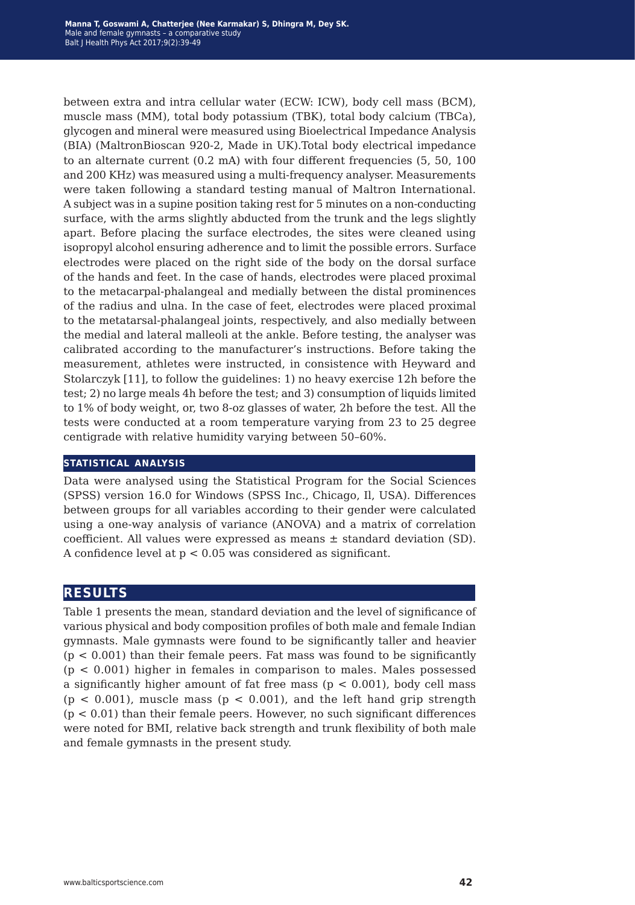between extra and intra cellular water (ECW: ICW), body cell mass (BCM), muscle mass (MM), total body potassium (TBK), total body calcium (TBCa), glycogen and mineral were measured using Bioelectrical Impedance Analysis (BIA) (MaltronBioscan 920-2, Made in UK).Total body electrical impedance to an alternate current (0.2 mA) with four different frequencies (5, 50, 100 and 200 KHz) was measured using a multi-frequency analyser. Measurements were taken following a standard testing manual of Maltron International. A subject was in a supine position taking rest for 5 minutes on a non-conducting surface, with the arms slightly abducted from the trunk and the legs slightly apart. Before placing the surface electrodes, the sites were cleaned using isopropyl alcohol ensuring adherence and to limit the possible errors. Surface electrodes were placed on the right side of the body on the dorsal surface of the hands and feet. In the case of hands, electrodes were placed proximal to the metacarpal-phalangeal and medially between the distal prominences of the radius and ulna. In the case of feet, electrodes were placed proximal to the metatarsal-phalangeal joints, respectively, and also medially between the medial and lateral malleoli at the ankle. Before testing, the analyser was calibrated according to the manufacturer's instructions. Before taking the measurement, athletes were instructed, in consistence with Heyward and Stolarczyk [11], to follow the guidelines: 1) no heavy exercise 12h before the test; 2) no large meals 4h before the test; and 3) consumption of liquids limited to 1% of body weight, or, two 8-oz glasses of water, 2h before the test. All the tests were conducted at a room temperature varying from 23 to 25 degree centigrade with relative humidity varying between 50–60%.

### STATISTICAL ANALYSIS

Data were analysed using the Statistical Program for the Social Sciences (SPSS) version 16.0 for Windows (SPSS Inc., Chicago, Il, USA). Differences between groups for all variables according to their gender were calculated using a one-way analysis of variance (ANOVA) and a matrix of correlation coefficient. All values were expressed as means ± standard deviation (SD). A confidence level at $p < 0.05$ was considered as significant.

## RESULTS

Table 1 presents the mean, standard deviation and the level of significance of various physical and body composition profiles of both male and female Indian gymnasts. Male gymnasts were found to be significantly taller and heavier ($p < 0.001$) than their female peers. Fat mass was found to be significantly ($p < 0.001$) higher in females in comparison to males. Males possessed a significantly higher amount of fat free mass ($p < 0.001$), body cell mass ($p < 0.001$), muscle mass ($p < 0.001$), and the left hand grip strength ($p < 0.01$) than their female peers. However, no such significant differences were noted for BMI, relative back strength and trunk flexibility of both male and female gymnasts in the present study.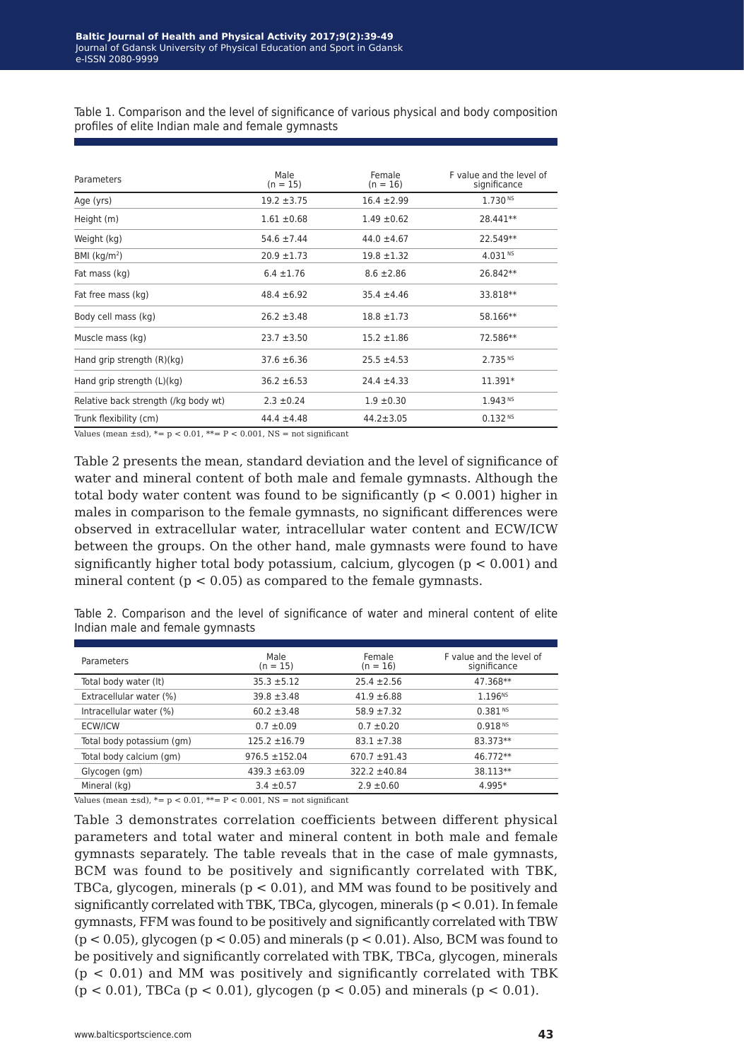Table 1. Comparison and the level of significance of various physical and body composition profiles of elite Indian male and female gymnasts

| Parameters | Male (n = 15) | Female (n = 16) | F value and the level of significance |
|---|---|---|---|
| Age (yrs) | 19.2 ±3.75 | 16.4 ±2.99 | 1.730 NS |
| Height (m) | 1.61 ±0.68 | 1.49 ±0.62 | 28.441** |
| Weight (kg) | 54.6 ±7.44 | 44.0 ±4.67 | 22.549** |
| BMI ($kg/m^2$) | 20.9 ±1.73 | 19.8 ±1.32 | 4.031 NS |
| Fat mass (kg) | 6.4 ±1.76 | 8.6 ±2.86 | 26.842** |
| Fat free mass (kg) | 48.4 ±6.92 | 35.4 ±4.46 | 33.818** |
| Body cell mass (kg) | 26.2 ±3.48 | 18.8 ±1.73 | 58.166** |
| Muscle mass (kg) | 23.7 ±3.50 | 15.2 ±1.86 | 72.586** |
| Hand grip strength (R)(kg) | 37.6 ±6.36 | 25.5 ±4.53 | 2.735 NS |
| Hand grip strength (L)(kg) | 36.2 ±6.53 | 24.4 ±4.33 | 11.391* |
| Relative back strength (/kg body wt) | 2.3 ±0.24 | 1.9 ±0.30 | 1.943 NS |
| Trunk flexibility (cm) | 44.4 ±4.48 | 44.2±3.05 | 0.132 NS |

Values (mean ±sd), *= $p < 0.01$, **= $P < 0.001$, NS = not significant

Table 2 presents the mean, standard deviation and the level of significance of water and mineral content of both male and female gymnasts. Although the total body water content was found to be significantly ($p < 0.001$) higher in males in comparison to the female gymnasts, no significant differences were observed in extracellular water, intracellular water content and ECW/ICW between the groups. On the other hand, male gymnasts were found to have significantly higher total body potassium, calcium, glycogen ($p < 0.001$) and mineral content ($p < 0.05$) as compared to the female gymnasts.

Table 2. Comparison and the level of significance of water and mineral content of elite Indian male and female gymnasts

| Parameters | Male (n = 15) | Female (n = 16) | F value and the level of significance |
|---|---|---|---|
| Total body water (lt) | 35.3 ±5.12 | 25.4 ±2.56 | 47.368** |
| Extracellular water (%) | 39.8 ±3.48 | 41.9 ±6.88 | 1.196NS |
| Intracellular water (%) | 60.2 ±3.48 | 58.9 ±7.32 | 0.381 NS |
| ECW/ICW | 0.7 ±0.09 | 0.7 ±0.20 | 0.918 NS |
| Total body potassium (gm) | 125.2 ±16.79 | 83.1 ±7.38 | 83.373** |
| Total body calcium (gm) | 976.5 ±152.04 | 670.7 ±91.43 | 46.772** |
| Glycogen (gm) | 439.3 ±63.09 | 322.2 ±40.84 | 38.113** |
| Mineral (kg) | 3.4 ±0.57 | 2.9 ±0.60 | 4.995* |

Values (mean ±sd), *= $p < 0.01$, **= $P < 0.001$, NS = not significant

Table 3 demonstrates correlation coefficients between different physical parameters and total water and mineral content in both male and female gymnasts separately. The table reveals that in the case of male gymnasts, BCM was found to be positively and significantly correlated with TBK, TBCa, glycogen, minerals ($p < 0.01$), and MM was found to be positively and significantly correlated with TBK, TBCa, glycogen, minerals ($p < 0.01$). In female gymnasts, FFM was found to be positively and significantly correlated with TBW ($p < 0.05$), glycogen ($p < 0.05$) and minerals ($p < 0.01$). Also, BCM was found to be positively and significantly correlated with TBK, TBCa, glycogen, minerals ($p < 0.01$) and MM was positively and significantly correlated with TBK ($p < 0.01$), TBCa ($p < 0.01$), glycogen ($p < 0.05$) and minerals ($p < 0.01$).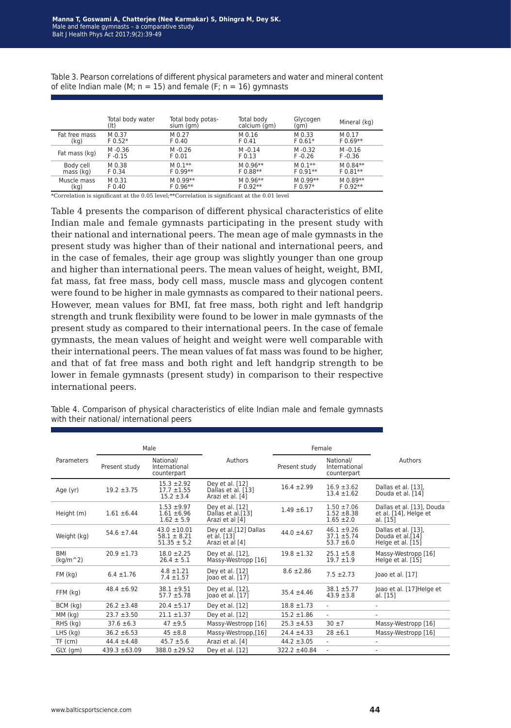Table 3. Pearson correlations of different physical parameters and water and mineral content of elite Indian male (M; n = 15) and female (F; n = 16) gymnasts

| | Total body water (lt) | Total body potassium (gm) | Total body calcium (gm) | Glycogen (gm) | Mineral (kg) |
|---|---|---|---|---|---|
| Fat free mass (kg) | M 0.37<br>F 0.52* | M 0.27<br>F 0.40 | M 0.16<br>F 0.41 | M 0.33<br>F 0.61* | M 0.17<br>F 0.69** |
| Fat mass (kg) | M -0.36<br>F -0.15 | M -0.26<br>F 0.01 | M -0.14<br>F 0.13 | M -0.32<br>F -0.26 | M -0.16<br>F -0.36 |
| Body cell mass (kg) | M 0.38<br>F 0.34 | M 0.1**<br>F 0.99** | M 0.96**<br>F 0.88** | M 0.1**<br>F 0.91** | M 0.84**<br>F 0.81** |
| Muscle mass (kg) | M 0.31<br>F 0.40 | M 0.99**<br>F 0.96** | M 0.96**<br>F 0.92** | M 0.99**<br>F 0.97* | M 0.89**<br>F 0.92** |

*Correlation is significant at the 0.05 level;**Correlation is significant at the 0.01 level

Table 4 presents the comparison of different physical characteristics of elite Indian male and female gymnasts participating in the present study with their national and international peers. The mean age of male gymnasts in the present study was higher than of their national and international peers, and in the case of females, their age group was slightly younger than one group and higher than international peers. The mean values of height, weight, BMI, fat mass, fat free mass, body cell mass, muscle mass and glycogen content were found to be higher in male gymnasts as compared to their national peers. However, mean values for BMI, fat free mass, both right and left handgrip strength and trunk flexibility were found to be lower in male gymnasts of the present study as compared to their international peers. In the case of female gymnasts, the mean values of height and weight were well comparable with their international peers. The mean values of fat mass was found to be higher, and that of fat free mass and both right and left handgrip strength to be lower in female gymnasts (present study) in comparison to their respective international peers.

Table 4. Comparison of physical characteristics of elite Indian male and female gymnasts with their national/ international peers

| Parameters | Male | | Authors | Female | | Authors |
|---|---|---|---|---|---|---|
| | Present study | National/ International counterpart | | Present study | National/ International counterpart | |
| Age (yr) | 19.2 ±3.75 | 15.3 ±2.92<br>17.7 ±1.55<br>15.2 ±3.4 | Dey et al. [12]<br>Dallas et al. [13]<br>Arazi et al. [4] | 16.4 ±2.99 | 16.9 ±3.62<br>13.4 ±1.62 | Dallas et al. [13],<br>Douda et al. [14] |
| Height (m) | 1.61 ±6.44 | 1.53 ±9.97<br>1.61 ±6.96<br>1.62 ± 5.9 | Dey et al. [12]<br>Dallas et al.[13]<br>Arazi et al [4] | 1.49 ±6.17 | 1.50 ±7.06<br>1.52 ±8.38<br>1.65 ±2.0 | Dallas et al. [13], Douda et al. [14], Helge et al. [15] |
| Weight (kg) | 54.6 ±7.44 | 43.0 ±10.01<br>58.1 ± 8.21<br>51.35 ± 5.2 | Dey et al.[12] Dallas et al. [13]<br>Arazi et al [4] | 44.0 ±4.67 | 46.1 ±9.26<br>37.1 ±5.74<br>53.7 ±6.0 | Dallas et al. [13],<br>Douda et al.[14]<br>Helge et al. [15] |
| BMI (kg/m^2) | 20.9 ±1.73 | 18.0 ±2.25<br>26.4 ± 5.1 | Dey et al. [12],<br>Massy-Westropp [16] | 19.8 ±1.32 | 25.1 ±5.8<br>19.7 ±1.9 | Massy-Westropp [16]<br>Helge et al. [15] |
| FM (kg) | 6.4 ±1.76 | 4.8 ±1.21<br>7.4 ±1.57 | Dey et al. [12]<br>Joao et al. [17] | 8.6 ±2.86 | 7.5 ±2.73 | Joao et al. [17] |
| FFM (kg) | 48.4 ±6.92 | 38.1 ±9.51<br>57.7 ±5.78 | Dey et al. [12],<br>Joao et al. [17] | 35.4 ±4.46 | 38.1 ±5.77<br>43.9 ±3.8 | Joao et al. [17]Helge et al. [15] |
| BCM (kg) | 26.2 ±3.48 | 20.4 ±5.17 | Dey et al. [12] | 18.8 ±1.73 | - | - |
| MM (kg) | 23.7 ±3.50 | 21.1 ±1.37 | Dey et al. [12] | 15.2 ±1.86 | - | - |
| RHS (kg) | 37.6 ±6.3 | 47 ±9.5 | Massy-Westropp [16] | 25.3 ±4.53 | 30 ±7 | Massy-Westropp [16] |
| LHS (kg) | 36.2 ±6.53 | 45 ±8.8 | Massy-Westropp,[16] | 24.4 ±4.33 | 28 ±6.1 | Massy-Westropp [16] |
| TF (cm) | 44.4 ±4.48 | 45.7 ±5.6 | Arazi et al. [4] | 44.2 ±3.05 | - | - |
| GLY. (gm) | 439.3 ±63.09 | 388.0 ±29.52 | Dey et al. [12] | 322.2 ±40.84 | - | - |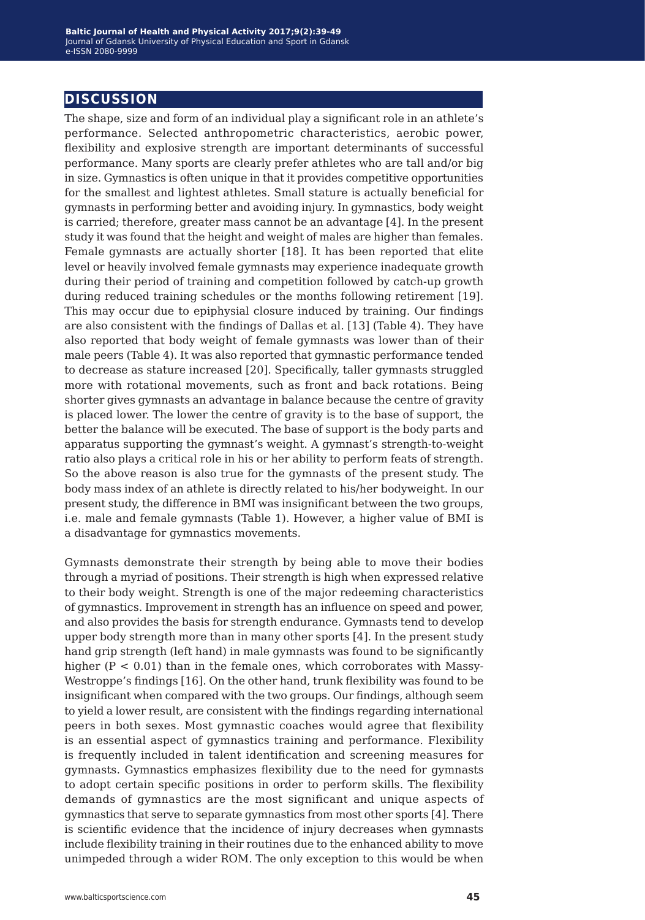## DISCUSSION

The shape, size and form of an individual play a significant role in an athlete's performance. Selected anthropometric characteristics, aerobic power, flexibility and explosive strength are important determinants of successful performance. Many sports are clearly prefer athletes who are tall and/or big in size. Gymnastics is often unique in that it provides competitive opportunities for the smallest and lightest athletes. Small stature is actually beneficial for gymnasts in performing better and avoiding injury. In gymnastics, body weight is carried; therefore, greater mass cannot be an advantage [4]. In the present study it was found that the height and weight of males are higher than females. Female gymnasts are actually shorter [18]. It has been reported that elite level or heavily involved female gymnasts may experience inadequate growth during their period of training and competition followed by catch-up growth during reduced training schedules or the months following retirement [19]. This may occur due to epiphysial closure induced by training. Our findings are also consistent with the findings of Dallas et al. [13] (Table 4). They have also reported that body weight of female gymnasts was lower than of their male peers (Table 4). It was also reported that gymnastic performance tended to decrease as stature increased [20]. Specifically, taller gymnasts struggled more with rotational movements, such as front and back rotations. Being shorter gives gymnasts an advantage in balance because the centre of gravity is placed lower. The lower the centre of gravity is to the base of support, the better the balance will be executed. The base of support is the body parts and apparatus supporting the gymnast's weight. A gymnast's strength-to-weight ratio also plays a critical role in his or her ability to perform feats of strength. So the above reason is also true for the gymnasts of the present study. The body mass index of an athlete is directly related to his/her bodyweight. In our present study, the difference in BMI was insignificant between the two groups, i.e. male and female gymnasts (Table 1). However, a higher value of BMI is a disadvantage for gymnastics movements.

Gymnasts demonstrate their strength by being able to move their bodies through a myriad of positions. Their strength is high when expressed relative to their body weight. Strength is one of the major redeeming characteristics of gymnastics. Improvement in strength has an influence on speed and power, and also provides the basis for strength endurance. Gymnasts tend to develop upper body strength more than in many other sports [4]. In the present study hand grip strength (left hand) in male gymnasts was found to be significantly higher ($P < 0.01$) than in the female ones, which corroborates with Massy-Westroppe's findings [16]. On the other hand, trunk flexibility was found to be insignificant when compared with the two groups. Our findings, although seem to yield a lower result, are consistent with the findings regarding international peers in both sexes. Most gymnastic coaches would agree that flexibility is an essential aspect of gymnastics training and performance. Flexibility is frequently included in talent identification and screening measures for gymnasts. Gymnastics emphasizes flexibility due to the need for gymnasts to adopt certain specific positions in order to perform skills. The flexibility demands of gymnastics are the most significant and unique aspects of gymnastics that serve to separate gymnastics from most other sports [4]. There is scientific evidence that the incidence of injury decreases when gymnasts include flexibility training in their routines due to the enhanced ability to move unimpeded through a wider ROM. The only exception to this would be when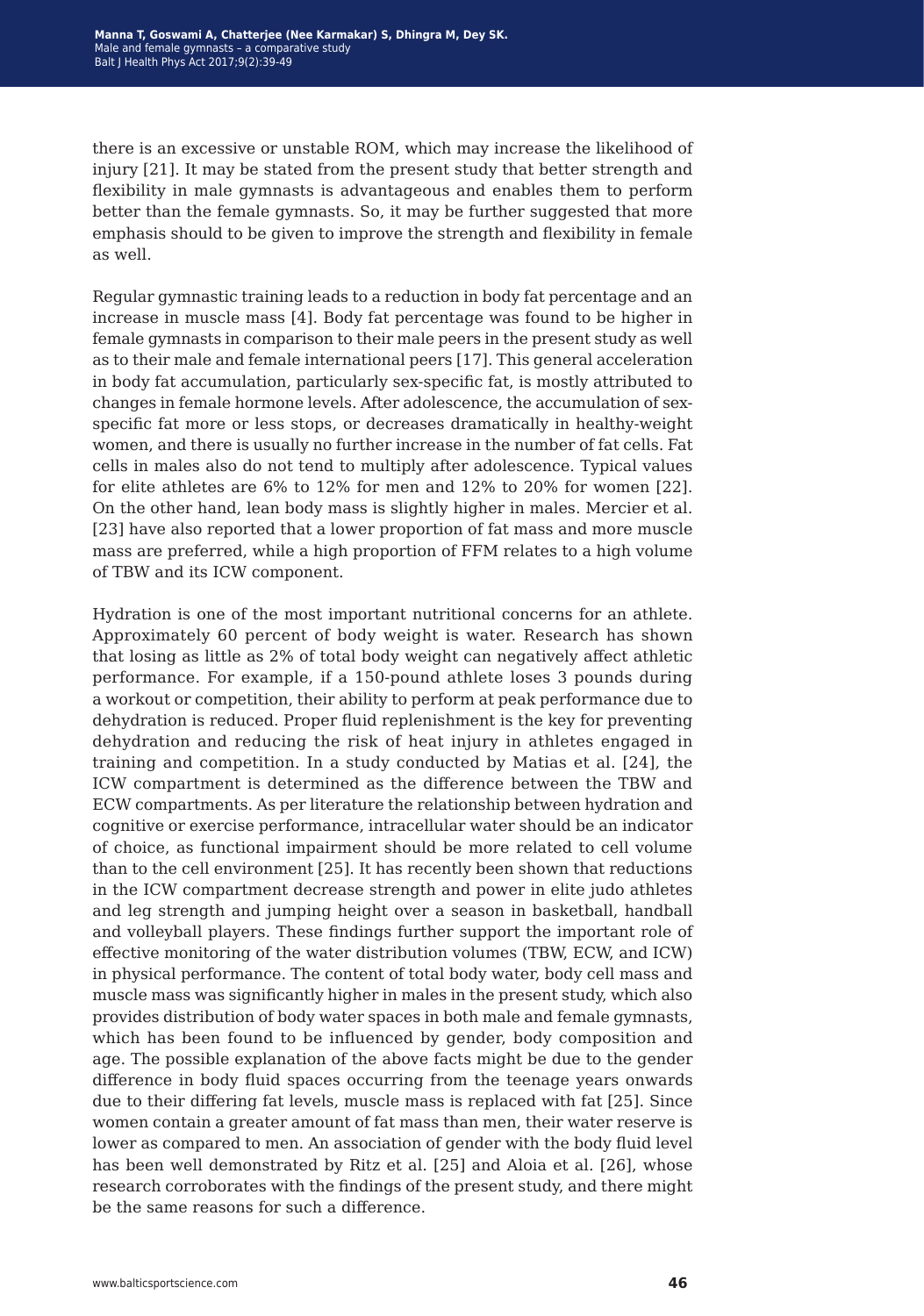there is an excessive or unstable ROM, which may increase the likelihood of injury [21]. It may be stated from the present study that better strength and flexibility in male gymnasts is advantageous and enables them to perform better than the female gymnasts. So, it may be further suggested that more emphasis should to be given to improve the strength and flexibility in female as well.

Regular gymnastic training leads to a reduction in body fat percentage and an increase in muscle mass [4]. Body fat percentage was found to be higher in female gymnasts in comparison to their male peers in the present study as well as to their male and female international peers [17]. This general acceleration in body fat accumulation, particularly sex-specific fat, is mostly attributed to changes in female hormone levels. After adolescence, the accumulation of sex-specific fat more or less stops, or decreases dramatically in healthy-weight women, and there is usually no further increase in the number of fat cells. Fat cells in males also do not tend to multiply after adolescence. Typical values for elite athletes are 6% to 12% for men and 12% to 20% for women [22]. On the other hand, lean body mass is slightly higher in males. Mercier et al. [23] have also reported that a lower proportion of fat mass and more muscle mass are preferred, while a high proportion of FFM relates to a high volume of TBW and its ICW component.

Hydration is one of the most important nutritional concerns for an athlete. Approximately 60 percent of body weight is water. Research has shown that losing as little as 2% of total body weight can negatively affect athletic performance. For example, if a 150-pound athlete loses 3 pounds during a workout or competition, their ability to perform at peak performance due to dehydration is reduced. Proper fluid replenishment is the key for preventing dehydration and reducing the risk of heat injury in athletes engaged in training and competition. In a study conducted by Matias et al. [24], the ICW compartment is determined as the difference between the TBW and ECW compartments. As per literature the relationship between hydration and cognitive or exercise performance, intracellular water should be an indicator of choice, as functional impairment should be more related to cell volume than to the cell environment [25]. It has recently been shown that reductions in the ICW compartment decrease strength and power in elite judo athletes and leg strength and jumping height over a season in basketball, handball and volleyball players. These findings further support the important role of effective monitoring of the water distribution volumes (TBW, ECW, and ICW) in physical performance. The content of total body water, body cell mass and muscle mass was significantly higher in males in the present study, which also provides distribution of body water spaces in both male and female gymnasts, which has been found to be influenced by gender, body composition and age. The possible explanation of the above facts might be due to the gender difference in body fluid spaces occurring from the teenage years onwards due to their differing fat levels, muscle mass is replaced with fat [25]. Since women contain a greater amount of fat mass than men, their water reserve is lower as compared to men. An association of gender with the body fluid level has been well demonstrated by Ritz et al. [25] and Aloia et al. [26], whose research corroborates with the findings of the present study, and there might be the same reasons for such a difference.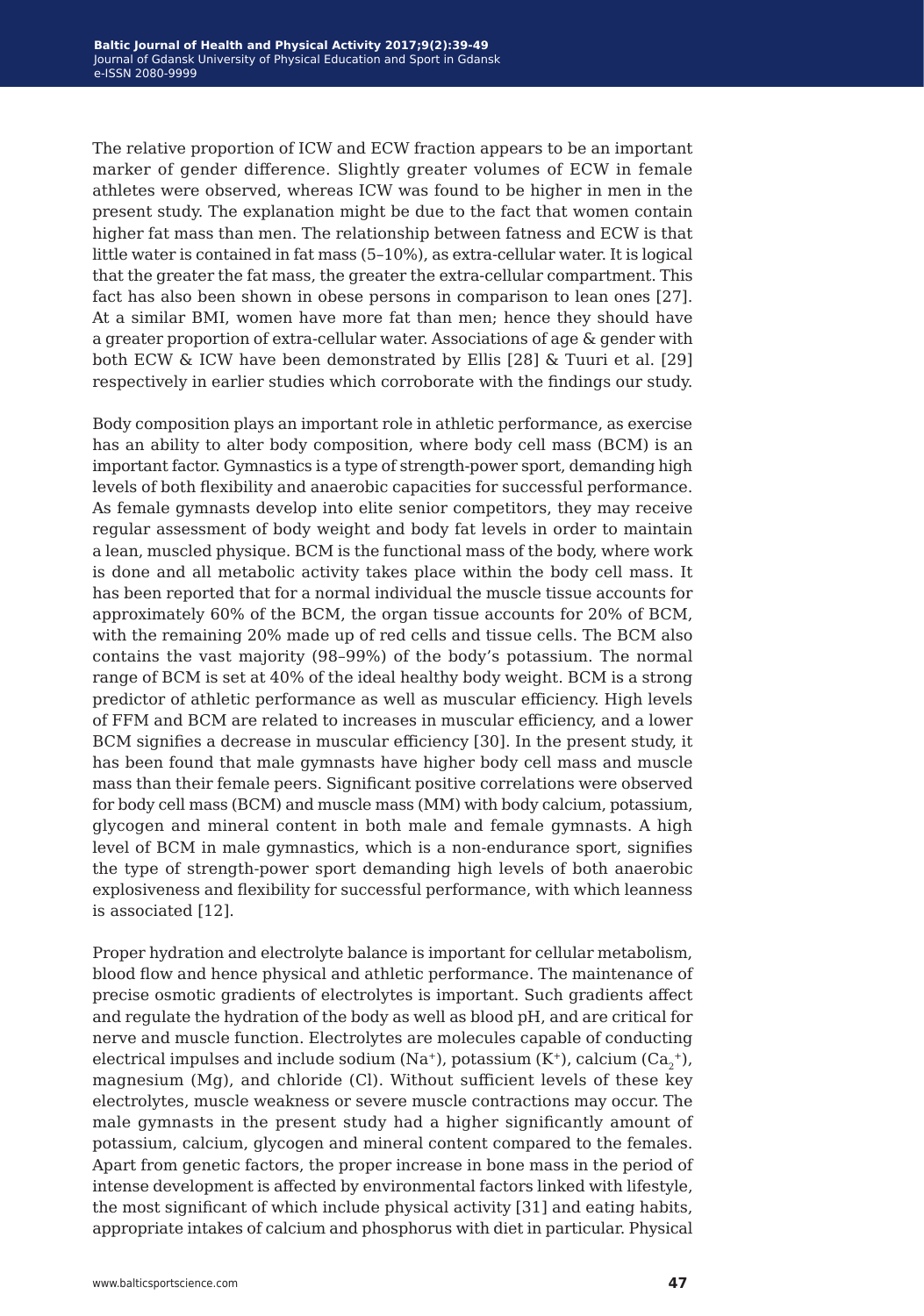The relative proportion of ICW and ECW fraction appears to be an important marker of gender difference. Slightly greater volumes of ECW in female athletes were observed, whereas ICW was found to be higher in men in the present study. The explanation might be due to the fact that women contain higher fat mass than men. The relationship between fatness and ECW is that little water is contained in fat mass (5–10%), as extra-cellular water. It is logical that the greater the fat mass, the greater the extra-cellular compartment. This fact has also been shown in obese persons in comparison to lean ones [27]. At a similar BMI, women have more fat than men; hence they should have a greater proportion of extra-cellular water. Associations of age & gender with both ECW & ICW have been demonstrated by Ellis [28] & Tuuri et al. [29] respectively in earlier studies which corroborate with the findings our study.

Body composition plays an important role in athletic performance, as exercise has an ability to alter body composition, where body cell mass (BCM) is an important factor. Gymnastics is a type of strength-power sport, demanding high levels of both flexibility and anaerobic capacities for successful performance. As female gymnasts develop into elite senior competitors, they may receive regular assessment of body weight and body fat levels in order to maintain a lean, muscled physique. BCM is the functional mass of the body, where work is done and all metabolic activity takes place within the body cell mass. It has been reported that for a normal individual the muscle tissue accounts for approximately 60% of the BCM, the organ tissue accounts for 20% of BCM, with the remaining 20% made up of red cells and tissue cells. The BCM also contains the vast majority (98–99%) of the body's potassium. The normal range of BCM is set at 40% of the ideal healthy body weight. BCM is a strong predictor of athletic performance as well as muscular efficiency. High levels of FFM and BCM are related to increases in muscular efficiency, and a lower BCM signifies a decrease in muscular efficiency [30]. In the present study, it has been found that male gymnasts have higher body cell mass and muscle mass than their female peers. Significant positive correlations were observed for body cell mass (BCM) and muscle mass (MM) with body calcium, potassium, glycogen and mineral content in both male and female gymnasts. A high level of BCM in male gymnastics, which is a non-endurance sport, signifies the type of strength-power sport demanding high levels of both anaerobic explosiveness and flexibility for successful performance, with which leanness is associated [12].

Proper hydration and electrolyte balance is important for cellular metabolism, blood flow and hence physical and athletic performance. The maintenance of precise osmotic gradients of electrolytes is important. Such gradients affect and regulate the hydration of the body as well as blood pH, and are critical for nerve and muscle function. Electrolytes are molecules capable of conducting electrical impulses and include sodium ($Na^+$), potassium ($K^+$), calcium ($Ca_2^+$), magnesium (Mg), and chloride (Cl). Without sufficient levels of these key electrolytes, muscle weakness or severe muscle contractions may occur. The male gymnasts in the present study had a higher significantly amount of potassium, calcium, glycogen and mineral content compared to the females. Apart from genetic factors, the proper increase in bone mass in the period of intense development is affected by environmental factors linked with lifestyle, the most significant of which include physical activity [31] and eating habits, appropriate intakes of calcium and phosphorus with diet in particular. Physical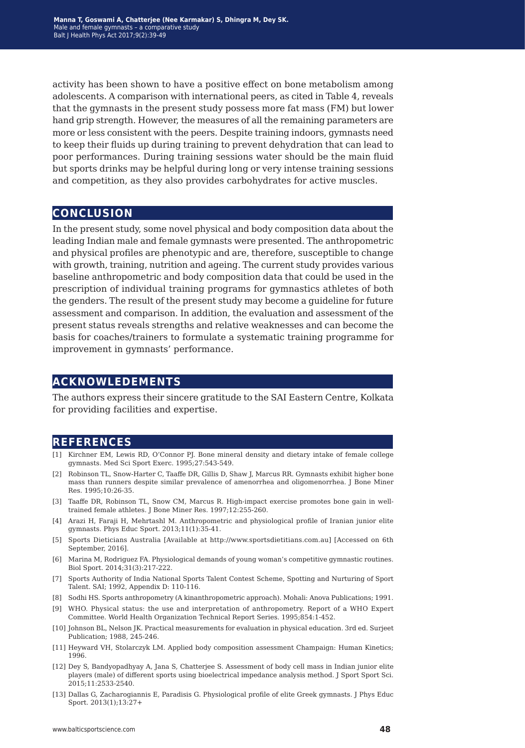activity has been shown to have a positive effect on bone metabolism among adolescents. A comparison with international peers, as cited in Table 4, reveals that the gymnasts in the present study possess more fat mass (FM) but lower hand grip strength. However, the measures of all the remaining parameters are more or less consistent with the peers. Despite training indoors, gymnasts need to keep their fluids up during training to prevent dehydration that can lead to poor performances. During training sessions water should be the main fluid but sports drinks may be helpful during long or very intense training sessions and competition, as they also provides carbohydrates for active muscles.

## CONCLUSION

In the present study, some novel physical and body composition data about the leading Indian male and female gymnasts were presented. The anthropometric and physical profiles are phenotypic and are, therefore, susceptible to change with growth, training, nutrition and ageing. The current study provides various baseline anthropometric and body composition data that could be used in the prescription of individual training programs for gymnastics athletes of both the genders. The result of the present study may become a guideline for future assessment and comparison. In addition, the evaluation and assessment of the present status reveals strengths and relative weaknesses and can become the basis for coaches/trainers to formulate a systematic training programme for improvement in gymnasts' performance.

## ACKNOWLEDEMENTS

The authors express their sincere gratitude to the SAI Eastern Centre, Kolkata for providing facilities and expertise.

## REFERENCES

[1] Kirchner EM, Lewis RD, O'Connor PJ. Bone mineral density and dietary intake of female college gymnasts. Med Sci Sport Exerc. 1995;27:543-549.

[2] Robinson TL, Snow-Harter C, Taaffe DR, Gillis D, Shaw J, Marcus RR. Gymnasts exhibit higher bone mass than runners despite similar prevalence of amenorrhea and oligomenorrhea. J Bone Miner Res. 1995;10:26-35.

[3] Taaffe DR, Robinson TL, Snow CM, Marcus R. High-impact exercise promotes bone gain in well-trained female athletes. J Bone Miner Res. 1997;12:255-260.

[4] Arazi H, Faraji H, Mehrtashl M. Anthropometric and physiological profile of Iranian junior elite gymnasts. Phys Educ Sport. 2013;11(1):35-41.

[5] Sports Dieticians Australia [Available at http://www.sportsdietitians.com.au] [Accessed on 6th September, 2016].

[6] Marina M, Rodriguez FA. Physiological demands of young woman's competitive gymnastic routines. Biol Sport. 2014;31(3):217-222.

[7] Sports Authority of India National Sports Talent Contest Scheme, Spotting and Nurturing of Sport Talent. SAI; 1992, Appendix D: 110-116.

[8] Sodhi HS. Sports anthropometry (A kinanthropometric approach). Mohali: Anova Publications; 1991.

[9] WHO. Physical status: the use and interpretation of anthropometry. Report of a WHO Expert Committee. World Health Organization Technical Report Series. 1995;854:1-452.

[10] Johnson BL, Nelson JK. Practical measurements for evaluation in physical education. 3rd ed. Surjeet Publication; 1988, 245-246.

[11] Heyward VH, Stolarczyk LM. Applied body composition assessment Champaign: Human Kinetics; 1996.

[12] Dey S, Bandyopadhyay A, Jana S, Chatterjee S. Assessment of body cell mass in Indian junior elite players (male) of different sports using bioelectrical impedance analysis method. J Sport Sport Sci. 2015;11:2533-2540.

[13] Dallas G, Zacharogiannis E, Paradisis G. Physiological profile of elite Greek gymnasts. J Phys Educ Sport. 2013(1);13:27+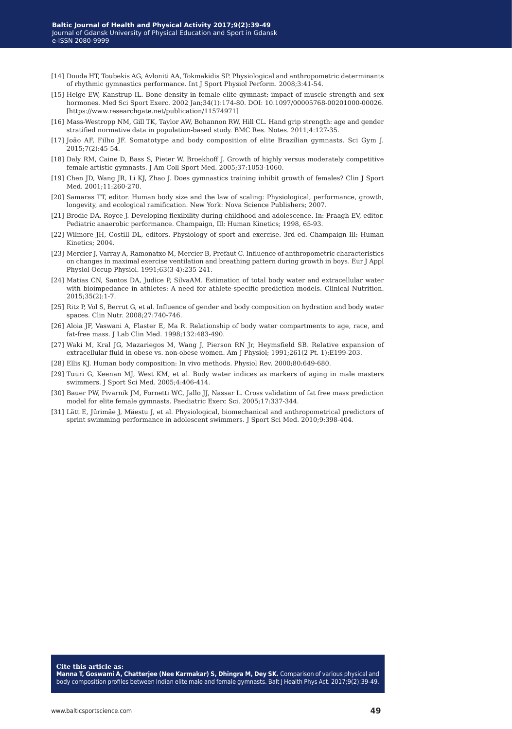[14] Douda HT, Toubekis AG, Avloniti AA, Tokmakidis SP. Physiological and anthropometric determinants of rhythmic gymnastics performance. Int J Sport Physiol Perform. 2008;3:41-54.

[15] Helge EW, Kanstrup IL. Bone density in female elite gymnast: impact of muscle strength and sex hormones. Med Sci Sport Exerc. 2002 Jan;34(1):174-80. DOI: 10.1097/00005768-00201000-00026. [https://www.researchgate.net/publication/11574971]

[16] Mass-Westropp NM, Gill TK, Taylor AW, Bohannon RW, Hill CL. Hand grip strength: age and gender stratified normative data in population-based study. BMC Res. Notes. 2011;4:127-35.

[17] João AF, Filho JF. Somatotype and body composition of elite Brazilian gymnasts. Sci Gym J. 2015;7(2):45-54.

[18] Daly RM, Caine D, Bass S, Pieter W, Broekhoff J. Growth of highly versus moderately competitive female artistic gymnasts. J Am Coll Sport Med. 2005;37:1053-1060.

[19] Chen JD, Wang JR, Li KJ, Zhao J. Does gymnastics training inhibit growth of females? Clin J Sport Med. 2001;11:260-270.

[20] Samaras TT, editor. Human body size and the law of scaling: Physiological, performance, growth, longevity, and ecological ramification. New York: Nova Science Publishers; 2007.

[21] Brodie DA, Royce J. Developing flexibility during childhood and adolescence. In: Praagh EV, editor. Pediatric anaerobic performance. Champaign, Ill: Human Kinetics; 1998, 65-93.

[22] Wilmore JH, Costill DL, editors. Physiology of sport and exercise. 3rd ed. Champaign Ill: Human Kinetics; 2004.

[23] Mercier J, Varray A, Ramonatxo M, Mercier B, Prefaut C. Influence of anthropometric characteristics on changes in maximal exercise ventilation and breathing pattern during growth in boys. Eur J Appl Physiol Occup Physiol. 1991;63(3-4):235-241.

[24] Matias CN, Santos DA, Judice P, SilvaAM. Estimation of total body water and extracellular water with bioimpedance in athletes: A need for athlete-specific prediction models. Clinical Nutrition. 2015;35(2):1-7.

[25] Ritz P, Vol S, Berrut G, et al. Influence of gender and body composition on hydration and body water spaces. Clin Nutr. 2008;27:740-746.

[26] Aloia JF, Vaswani A, Flaster E, Ma R. Relationship of body water compartments to age, race, and fat-free mass. J Lab Clin Med. 1998;132:483-490.

[27] Waki M, Kral JG, Mazariegos M, Wang J, Pierson RN Jr, Heymsfield SB. Relative expansion of extracellular fluid in obese vs. non-obese women. Am J Physiol; 1991;261(2 Pt. 1):E199-203.

[28] Ellis KJ. Human body composition: In vivo methods. Physiol Rev. 2000;80:649-680.

[29] Tuuri G, Keenan MJ, West KM, et al. Body water indices as markers of aging in male masters swimmers. J Sport Sci Med. 2005;4:406-414.

[30] Bauer PW, Pivarnik JM, Fornetti WC, Jallo JJ, Nassar L. Cross validation of fat free mass prediction model for elite female gymnasts. Paediatric Exerc Sci. 2005;17:337-344.

[31] Lätt E, Jürimäe J, Mäestu J, et al. Physiological, biomechanical and anthropometrical predictors of sprint swimming performance in adolescent swimmers. J Sport Sci Med. 2010;9:398-404.

**Cite this article as:**
**Manna T, Goswami A, Chatterjee (Nee Karmakar) S, Dhingra M, Dey SK.** Comparison of various physical and body composition profiles between Indian elite male and female gymnasts. Balt J Health Phys Act. 2017;9(2):39-49.